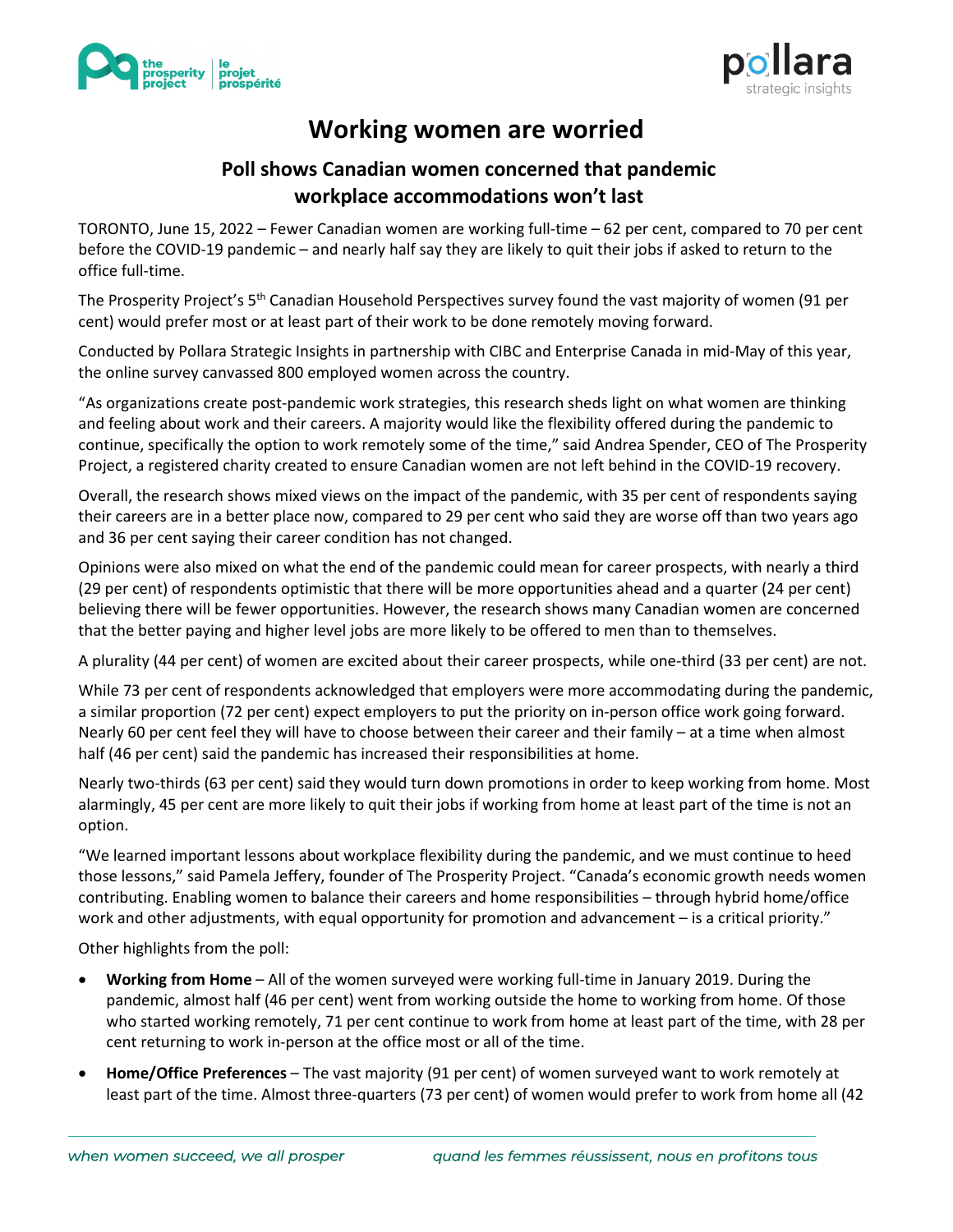# Working women are worried

## Poll shows Canadian women concerned that pandemic workplace accommodations won't last

TORONTO, June 15, 2022 – Fewer Canadian women are working full-time – 62 per cent, compared to 70 per cent before the COVID-19 pandemic – and nearly half say they are likely to quit their jobs if asked to return to the office full-time.

The Prosperity Project's 5th Canadian Household Perspectives survey found the vast majority of women (91 per cent) would prefer most or at least part of their work to be done remotely moving forward.

Conducted by Pollara Strategic Insights in partnership with CIBC and Enterprise Canada in mid-May of this year, the online survey canvassed 800 employed women across the country.

"As organizations create post-pandemic work strategies, this research sheds light on what women are thinking and feeling about work and their careers. A majority would like the flexibility offered during the pandemic to continue, specifically the option to work remotely some of the time," said Andrea Spender, CEO of The Prosperity Project, a registered charity created to ensure Canadian women are not left behind in the COVID-19 recovery.

Overall, the research shows mixed views on the impact of the pandemic, with 35 per cent of respondents saying their careers are in a better place now, compared to 29 per cent who said they are worse off than two years ago and 36 per cent saying their career condition has not changed.

Opinions were also mixed on what the end of the pandemic could mean for career prospects, with nearly a third (29 per cent) of respondents optimistic that there will be more opportunities ahead and a quarter (24 per cent) believing there will be fewer opportunities. However, the research shows many Canadian women are concerned that the better paying and higher level jobs are more likely to be offered to men than to themselves.

A plurality (44 per cent) of women are excited about their career prospects, while one-third (33 per cent) are not.

While 73 per cent of respondents acknowledged that employers were more accommodating during the pandemic, a similar proportion (72 per cent) expect employers to put the priority on in-person office work going forward. Nearly 60 per cent feel they will have to choose between their career and their family – at a time when almost half (46 per cent) said the pandemic has increased their responsibilities at home.

Nearly two-thirds (63 per cent) said they would turn down promotions in order to keep working from home. Most alarmingly, 45 per cent are more likely to quit their jobs if working from home at least part of the time is not an option.

"We learned important lessons about workplace flexibility during the pandemic, and we must continue to heed those lessons," said Pamela Jeffery, founder of The Prosperity Project. "Canada's economic growth needs women contributing. Enabling women to balance their careers and home responsibilities – through hybrid home/office work and other adjustments, with equal opportunity for promotion and advancement – is a critical priority."

Other highlights from the poll:

- **Working from Home** – All of the women surveyed were working full-time in January 2019. During the pandemic, almost half (46 per cent) went from working outside the home to working from home. Of those who started working remotely, 71 per cent continue to work from home at least part of the time, with 28 per cent returning to work in-person at the office most or all of the time.
- **Home/Office Preferences** – The vast majority (91 per cent) of women surveyed want to work remotely at least part of the time. Almost three-quarters (73 per cent) of women would prefer to work from home all (42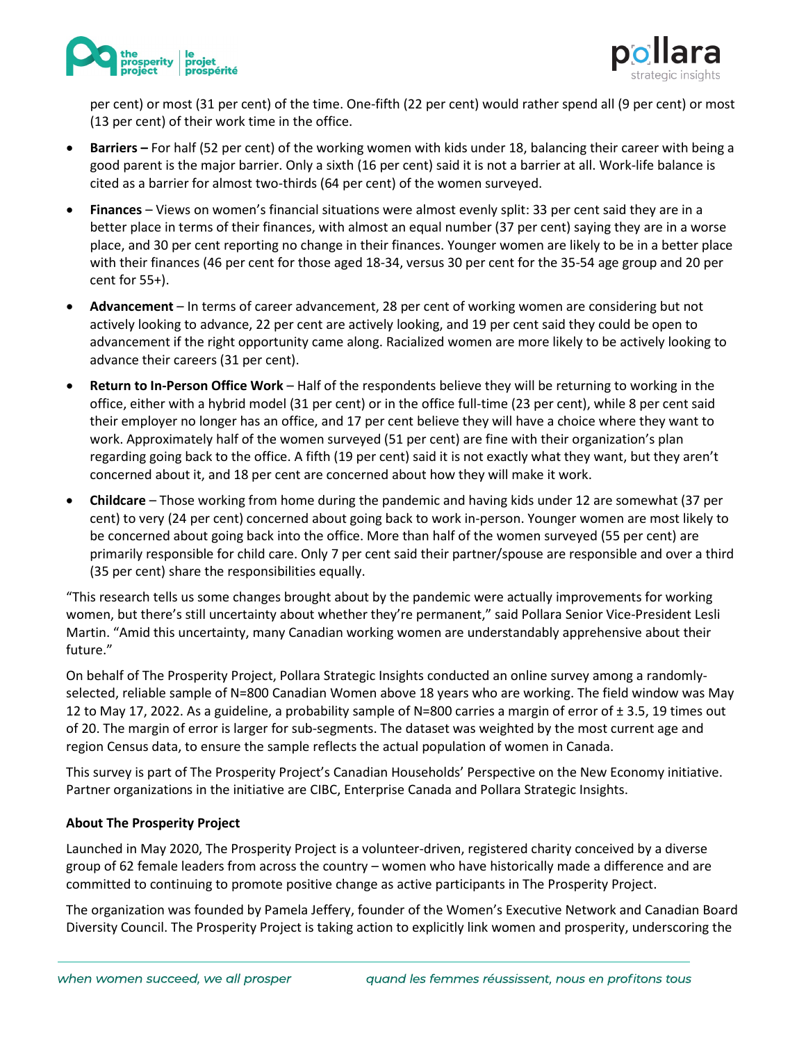per cent) or most (31 per cent) of the time. One-fifth (22 per cent) would rather spend all (9 per cent) or most (13 per cent) of their work time in the office.

- **Barriers –** For half (52 per cent) of the working women with kids under 18, balancing their career with being a good parent is the major barrier. Only a sixth (16 per cent) said it is not a barrier at all. Work-life balance is cited as a barrier for almost two-thirds (64 per cent) of the women surveyed.
- **Finances** – Views on women's financial situations were almost evenly split: 33 per cent said they are in a better place in terms of their finances, with almost an equal number (37 per cent) saying they are in a worse place, and 30 per cent reporting no change in their finances. Younger women are likely to be in a better place with their finances (46 per cent for those aged 18-34, versus 30 per cent for the 35-54 age group and 20 per cent for 55+).
- **Advancement** – In terms of career advancement, 28 per cent of working women are considering but not actively looking to advance, 22 per cent are actively looking, and 19 per cent said they could be open to advancement if the right opportunity came along. Racialized women are more likely to be actively looking to advance their careers (31 per cent).
- **Return to In-Person Office Work** – Half of the respondents believe they will be returning to working in the office, either with a hybrid model (31 per cent) or in the office full-time (23 per cent), while 8 per cent said their employer no longer has an office, and 17 per cent believe they will have a choice where they want to work. Approximately half of the women surveyed (51 per cent) are fine with their organization's plan regarding going back to the office. A fifth (19 per cent) said it is not exactly what they want, but they aren't concerned about it, and 18 per cent are concerned about how they will make it work.
- **Childcare** – Those working from home during the pandemic and having kids under 12 are somewhat (37 per cent) to very (24 per cent) concerned about going back to work in-person. Younger women are most likely to be concerned about going back into the office. More than half of the women surveyed (55 per cent) are primarily responsible for child care. Only 7 per cent said their partner/spouse are responsible and over a third (35 per cent) share the responsibilities equally.

"This research tells us some changes brought about by the pandemic were actually improvements for working women, but there's still uncertainty about whether they're permanent," said Pollara Senior Vice-President Lesli Martin. "Amid this uncertainty, many Canadian working women are understandably apprehensive about their future."

On behalf of The Prosperity Project, Pollara Strategic Insights conducted an online survey among a randomly-selected, reliable sample of N=800 Canadian Women above 18 years who are working. The field window was May 12 to May 17, 2022. As a guideline, a probability sample of N=800 carries a margin of error of ± 3.5, 19 times out of 20. The margin of error is larger for sub-segments. The dataset was weighted by the most current age and region Census data, to ensure the sample reflects the actual population of women in Canada.

This survey is part of The Prosperity Project's Canadian Households' Perspective on the New Economy initiative. Partner organizations in the initiative are CIBC, Enterprise Canada and Pollara Strategic Insights.

**About The Prosperity Project**

Launched in May 2020, The Prosperity Project is a volunteer-driven, registered charity conceived by a diverse group of 62 female leaders from across the country – women who have historically made a difference and are committed to continuing to promote positive change as active participants in The Prosperity Project.

The organization was founded by Pamela Jeffery, founder of the Women's Executive Network and Canadian Board Diversity Council. The Prosperity Project is taking action to explicitly link women and prosperity, underscoring the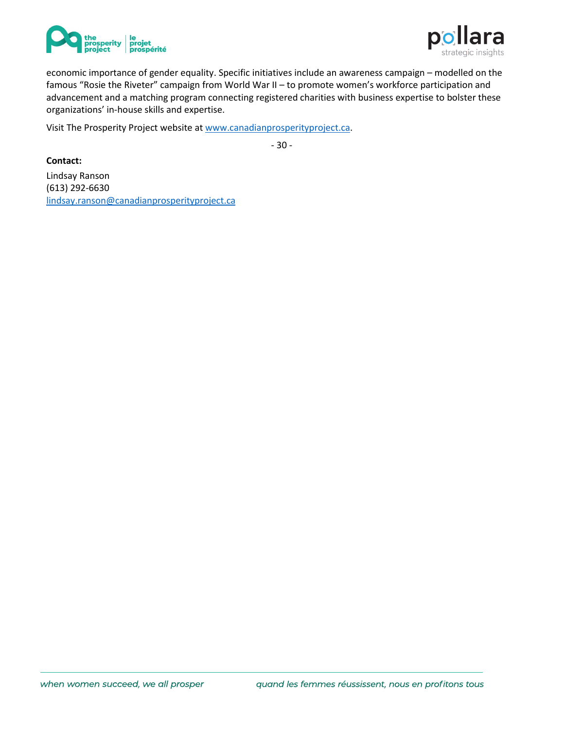economic importance of gender equality. Specific initiatives include an awareness campaign – modelled on the famous "Rosie the Riveter" campaign from World War II – to promote women's workforce participation and advancement and a matching program connecting registered charities with business expertise to bolster these organizations' in-house skills and expertise.

Visit The Prosperity Project website at [www.canadianprosperityproject.ca](http://www.canadianprosperityproject.ca).

- 30 -

**Contact:**

Lindsay Ranson
(613) 292-6630
[lindsay.ranson@canadianprosperityproject.ca](mailto:lindsay.ranson@canadianprosperityproject.ca)